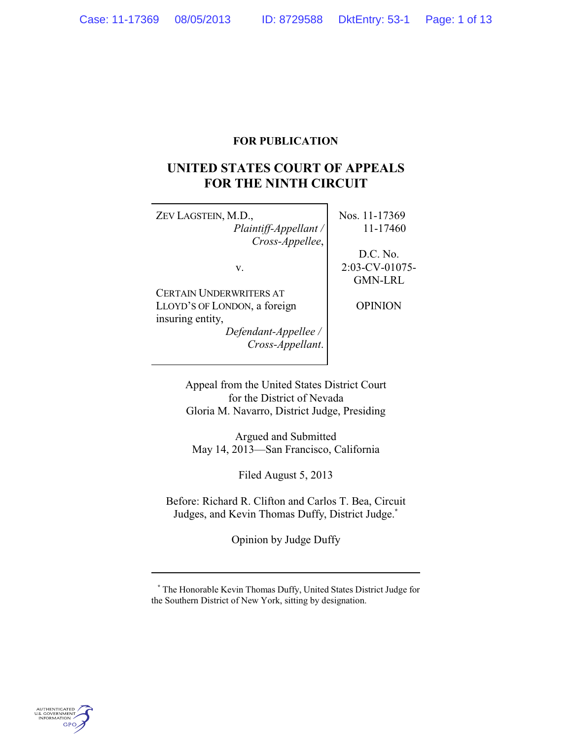**FOR PUBLICATION**

# UNITED STATES COURT OF APPEALS FOR THE NINTH CIRCUIT

| | |
|---|---|
| ZEV LAGSTEIN, M.D.,<br>*Plaintiff-Appellant / Cross-Appellee*,<br><br>v.<br><br>CERTAIN UNDERWRITERS AT LLOYD'S OF LONDON, a foreign insuring entity,<br>*Defendant-Appellee / Cross-Appellant*. | Nos. 11-17369<br>11-17460<br><br>D.C. No. 2:03-CV-01075-GMN-LRL<br><br>OPINION |

Appeal from the United States District Court
for the District of Nevada
Gloria M. Navarro, District Judge, Presiding

Argued and Submitted
May 14, 2013—San Francisco, California

Filed August 5, 2013

Before: Richard R. Clifton and Carlos T. Bea, Circuit Judges, and Kevin Thomas Duffy, District Judge.[*]

Opinion by Judge Duffy

---

[*] The Honorable Kevin Thomas Duffy, United States District Judge for the Southern District of New York, sitting by designation.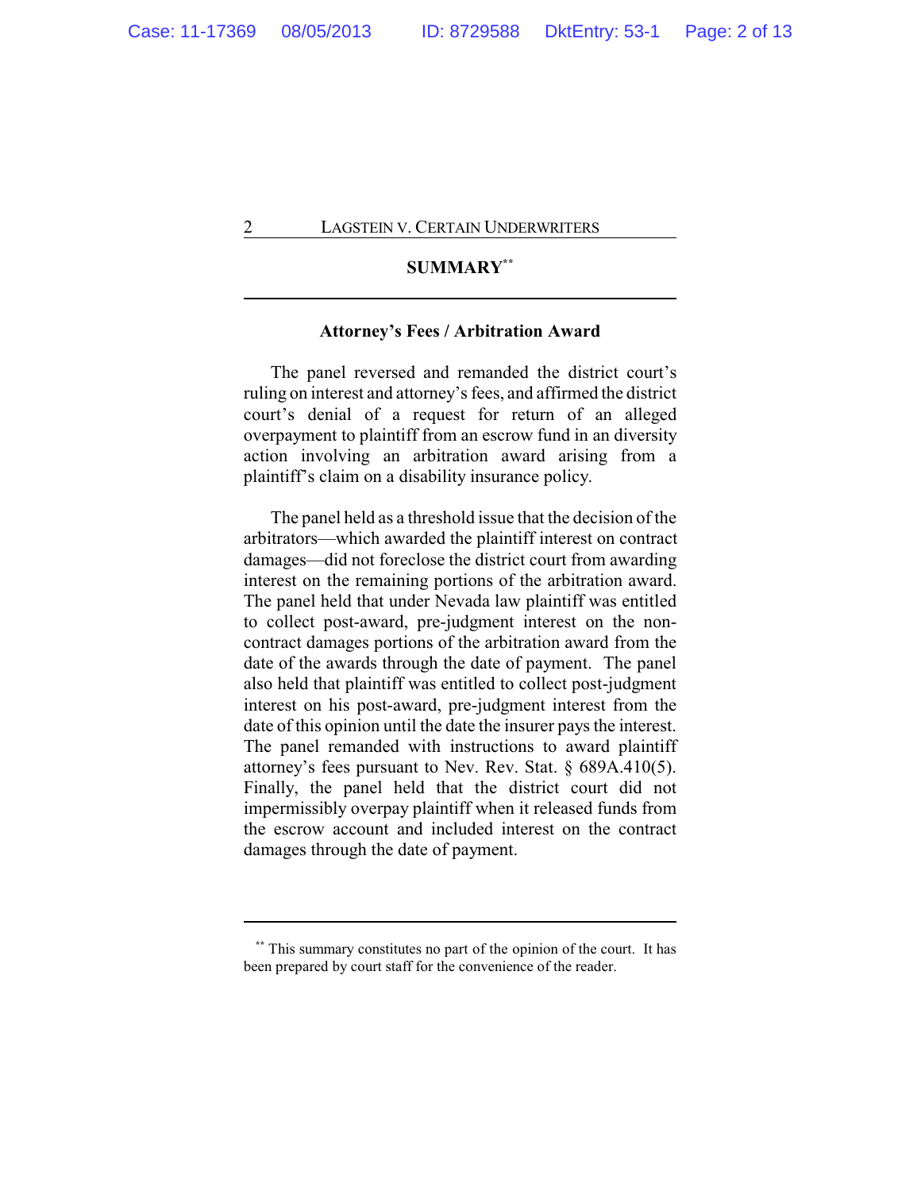## SUMMARY[**]

### Attorney's Fees / Arbitration Award

The panel reversed and remanded the district court's ruling on interest and attorney's fees, and affirmed the district court's denial of a request for return of an alleged overpayment to plaintiff from an escrow fund in an diversity action involving an arbitration award arising from a plaintiff's claim on a disability insurance policy.

The panel held as a threshold issue that the decision of the arbitrators—which awarded the plaintiff interest on contract damages—did not foreclose the district court from awarding interest on the remaining portions of the arbitration award. The panel held that under Nevada law plaintiff was entitled to collect post-award, pre-judgment interest on the non-contract damages portions of the arbitration award from the date of the awards through the date of payment. The panel also held that plaintiff was entitled to collect post-judgment interest on his post-award, pre-judgment interest from the date of this opinion until the date the insurer pays the interest. The panel remanded with instructions to award plaintiff attorney's fees pursuant to Nev. Rev. Stat. § 689A.410(5). Finally, the panel held that the district court did not impermissibly overpay plaintiff when it released funds from the escrow account and included interest on the contract damages through the date of payment.

---

[**] This summary constitutes no part of the opinion of the court. It has been prepared by court staff for the convenience of the reader.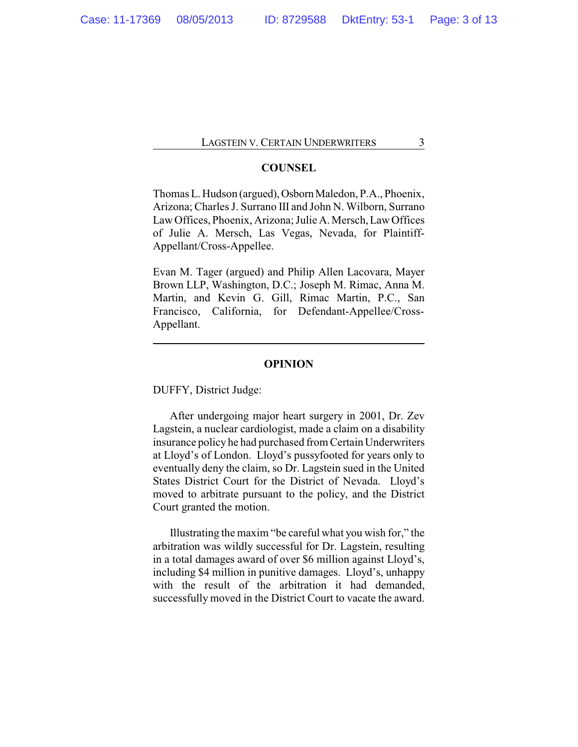## COUNSEL

Thomas L. Hudson (argued), Osborn Maledon, P.A., Phoenix, Arizona; Charles J. Surrano III and John N. Wilborn, Surrano Law Offices, Phoenix, Arizona; Julie A. Mersch, Law Offices of Julie A. Mersch, Las Vegas, Nevada, for Plaintiff-Appellant/Cross-Appellee.

Evan M. Tager (argued) and Philip Allen Lacovara, Mayer Brown LLP, Washington, D.C.; Joseph M. Rimac, Anna M. Martin, and Kevin G. Gill, Rimac Martin, P.C., San Francisco, California, for Defendant-Appellee/Cross-Appellant.

---

## OPINION

DUFFY, District Judge:

After undergoing major heart surgery in 2001, Dr. Zev Lagstein, a nuclear cardiologist, made a claim on a disability insurance policy he had purchased from Certain Underwriters at Lloyd's of London. Lloyd's pussyfooted for years only to eventually deny the claim, so Dr. Lagstein sued in the United States District Court for the District of Nevada. Lloyd's moved to arbitrate pursuant to the policy, and the District Court granted the motion.

Illustrating the maxim "be careful what you wish for," the arbitration was wildly successful for Dr. Lagstein, resulting in a total damages award of over $6 million against Lloyd's, including $4 million in punitive damages. Lloyd's, unhappy with the result of the arbitration it had demanded, successfully moved in the District Court to vacate the award.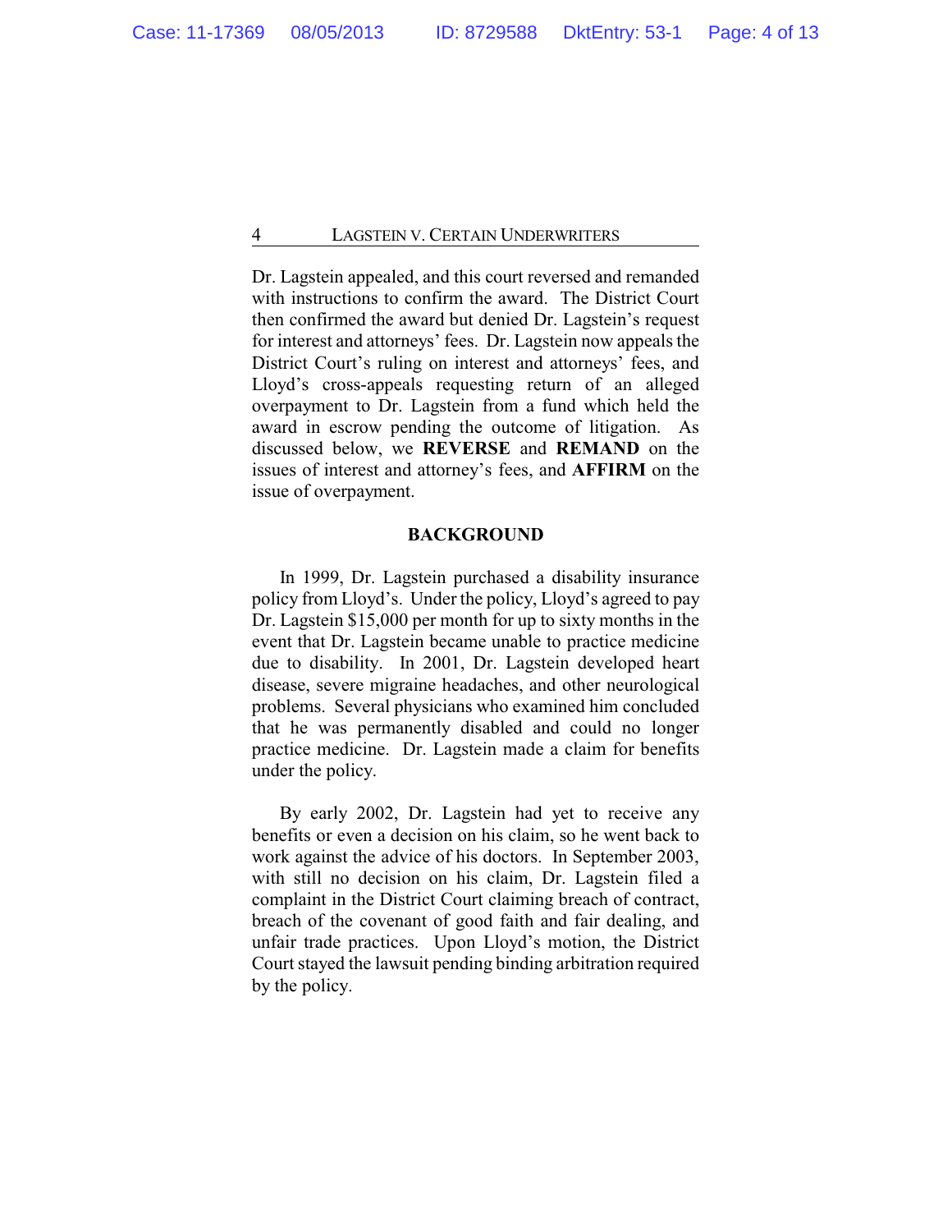Dr. Lagstein appealed, and this court reversed and remanded with instructions to confirm the award. The District Court then confirmed the award but denied Dr. Lagstein's request for interest and attorneys' fees. Dr. Lagstein now appeals the District Court's ruling on interest and attorneys' fees, and Lloyd's cross-appeals requesting return of an alleged overpayment to Dr. Lagstein from a fund which held the award in escrow pending the outcome of litigation. As discussed below, we **REVERSE** and **REMAND** on the issues of interest and attorney's fees, and **AFFIRM** on the issue of overpayment.

## BACKGROUND

In 1999, Dr. Lagstein purchased a disability insurance policy from Lloyd's. Under the policy, Lloyd's agreed to pay Dr. Lagstein $15,000 per month for up to sixty months in the event that Dr. Lagstein became unable to practice medicine due to disability. In 2001, Dr. Lagstein developed heart disease, severe migraine headaches, and other neurological problems. Several physicians who examined him concluded that he was permanently disabled and could no longer practice medicine. Dr. Lagstein made a claim for benefits under the policy.

By early 2002, Dr. Lagstein had yet to receive any benefits or even a decision on his claim, so he went back to work against the advice of his doctors. In September 2003, with still no decision on his claim, Dr. Lagstein filed a complaint in the District Court claiming breach of contract, breach of the covenant of good faith and fair dealing, and unfair trade practices. Upon Lloyd's motion, the District Court stayed the lawsuit pending binding arbitration required by the policy.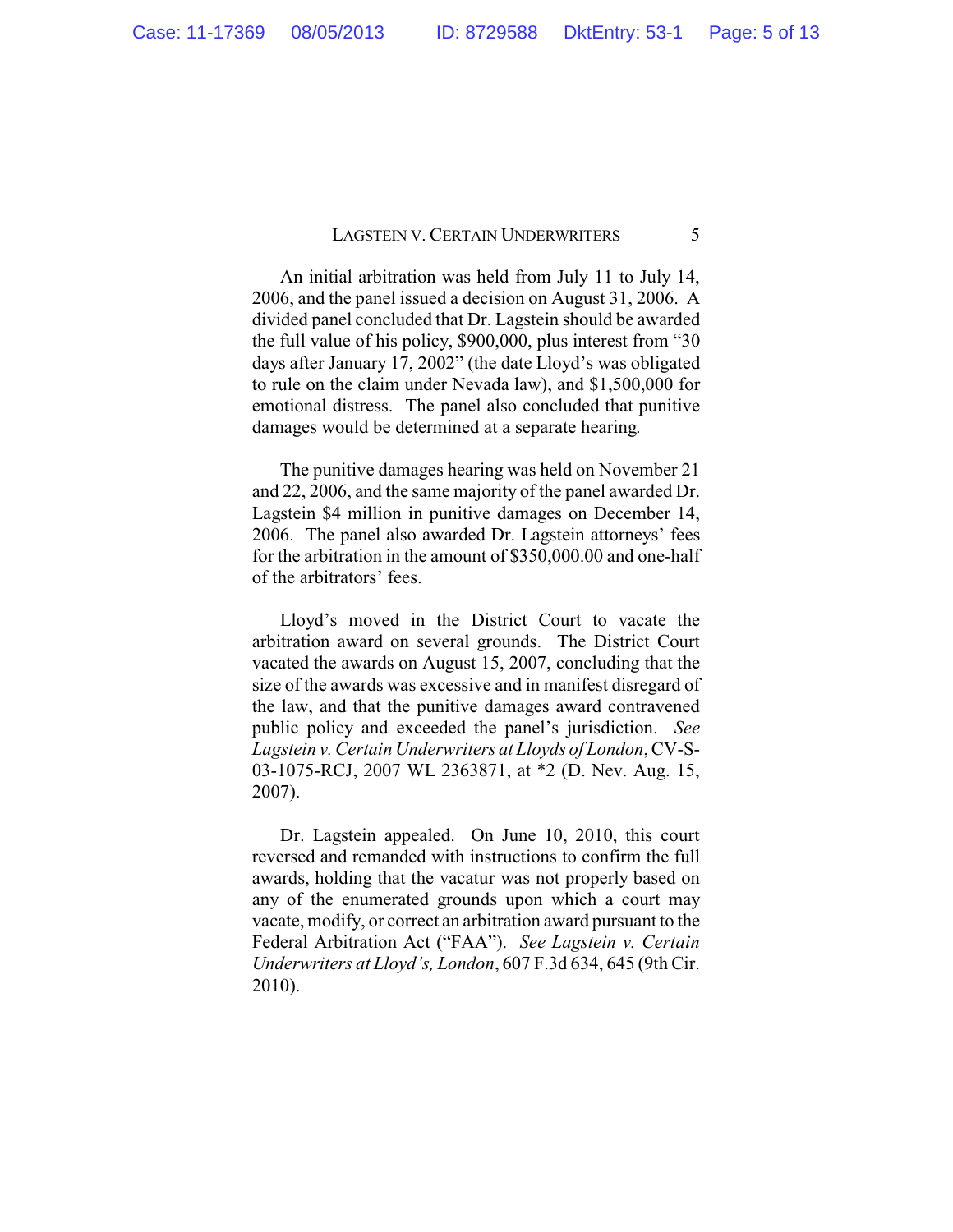An initial arbitration was held from July 11 to July 14, 2006, and the panel issued a decision on August 31, 2006. A divided panel concluded that Dr. Lagstein should be awarded the full value of his policy, $900,000, plus interest from "30 days after January 17, 2002" (the date Lloyd's was obligated to rule on the claim under Nevada law), and $1,500,000 for emotional distress. The panel also concluded that punitive damages would be determined at a separate hearing.

The punitive damages hearing was held on November 21 and 22, 2006, and the same majority of the panel awarded Dr. Lagstein $4 million in punitive damages on December 14, 2006. The panel also awarded Dr. Lagstein attorneys' fees for the arbitration in the amount of $350,000.00 and one-half of the arbitrators' fees.

Lloyd's moved in the District Court to vacate the arbitration award on several grounds. The District Court vacated the awards on August 15, 2007, concluding that the size of the awards was excessive and in manifest disregard of the law, and that the punitive damages award contravened public policy and exceeded the panel's jurisdiction. *See Lagstein v. Certain Underwriters at Lloyds of London*, CV-S-03-1075-RCJ, 2007 WL 2363871, at *2 (D. Nev. Aug. 15, 2007).

Dr. Lagstein appealed. On June 10, 2010, this court reversed and remanded with instructions to confirm the full awards, holding that the vacatur was not properly based on any of the enumerated grounds upon which a court may vacate, modify, or correct an arbitration award pursuant to the Federal Arbitration Act ("FAA"). *See Lagstein v. Certain Underwriters at Lloyd's, London*, 607 F.3d 634, 645 (9th Cir. 2010).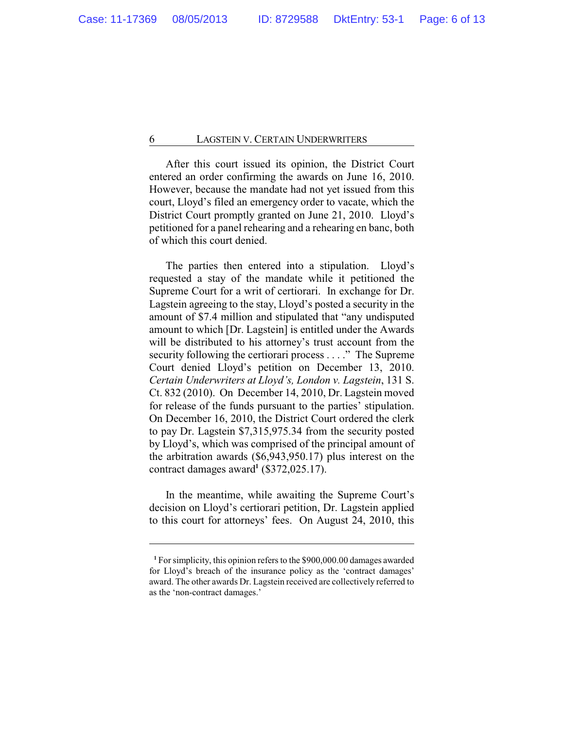After this court issued its opinion, the District Court entered an order confirming the awards on June 16, 2010. However, because the mandate had not yet issued from this court, Lloyd's filed an emergency order to vacate, which the District Court promptly granted on June 21, 2010. Lloyd's petitioned for a panel rehearing and a rehearing en banc, both of which this court denied.

The parties then entered into a stipulation. Lloyd's requested a stay of the mandate while it petitioned the Supreme Court for a writ of certiorari. In exchange for Dr. Lagstein agreeing to the stay, Lloyd's posted a security in the amount of $7.4 million and stipulated that "any undisputed amount to which [Dr. Lagstein] is entitled under the Awards will be distributed to his attorney's trust account from the security following the certiorari process . . . ." The Supreme Court denied Lloyd's petition on December 13, 2010. *Certain Underwriters at Lloyd's, London v. Lagstein*, 131 S. Ct. 832 (2010). On December 14, 2010, Dr. Lagstein moved for release of the funds pursuant to the parties' stipulation. On December 16, 2010, the District Court ordered the clerk to pay Dr. Lagstein $7,315,975.34 from the security posted by Lloyd's, which was comprised of the principal amount of the arbitration awards ($6,943,950.17) plus interest on the contract damages award[1] ($372,025.17).

In the meantime, while awaiting the Supreme Court's decision on Lloyd's certiorari petition, Dr. Lagstein applied to this court for attorneys' fees. On August 24, 2010, this

---

[1] For simplicity, this opinion refers to the $900,000.00 damages awarded for Lloyd's breach of the insurance policy as the 'contract damages' award. The other awards Dr. Lagstein received are collectively referred to as the 'non-contract damages.'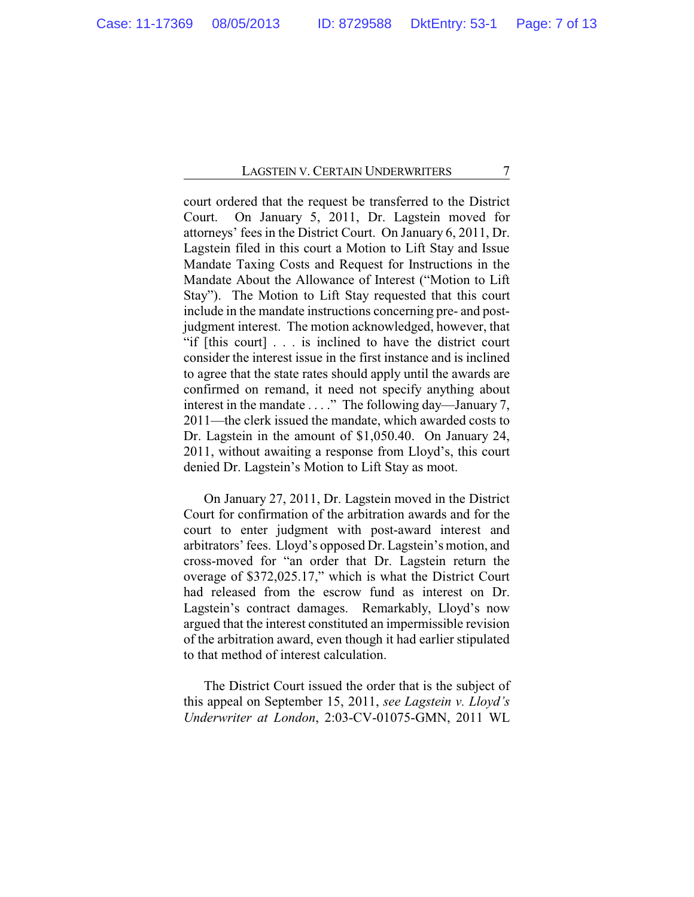court ordered that the request be transferred to the District Court. On January 5, 2011, Dr. Lagstein moved for attorneys' fees in the District Court. On January 6, 2011, Dr. Lagstein filed in this court a Motion to Lift Stay and Issue Mandate Taxing Costs and Request for Instructions in the Mandate About the Allowance of Interest ("Motion to Lift Stay"). The Motion to Lift Stay requested that this court include in the mandate instructions concerning pre- and post-judgment interest. The motion acknowledged, however, that "if [this court] . . . is inclined to have the district court consider the interest issue in the first instance and is inclined to agree that the state rates should apply until the awards are confirmed on remand, it need not specify anything about interest in the mandate . . . ." The following day—January 7, 2011—the clerk issued the mandate, which awarded costs to Dr. Lagstein in the amount of $1,050.40. On January 24, 2011, without awaiting a response from Lloyd's, this court denied Dr. Lagstein's Motion to Lift Stay as moot.

On January 27, 2011, Dr. Lagstein moved in the District Court for confirmation of the arbitration awards and for the court to enter judgment with post-award interest and arbitrators' fees. Lloyd's opposed Dr. Lagstein's motion, and cross-moved for "an order that Dr. Lagstein return the overage of $372,025.17," which is what the District Court had released from the escrow fund as interest on Dr. Lagstein's contract damages. Remarkably, Lloyd's now argued that the interest constituted an impermissible revision of the arbitration award, even though it had earlier stipulated to that method of interest calculation.

The District Court issued the order that is the subject of this appeal on September 15, 2011, *see Lagstein v. Lloyd's Underwriter at London*, 2:03-CV-01075-GMN, 2011 WL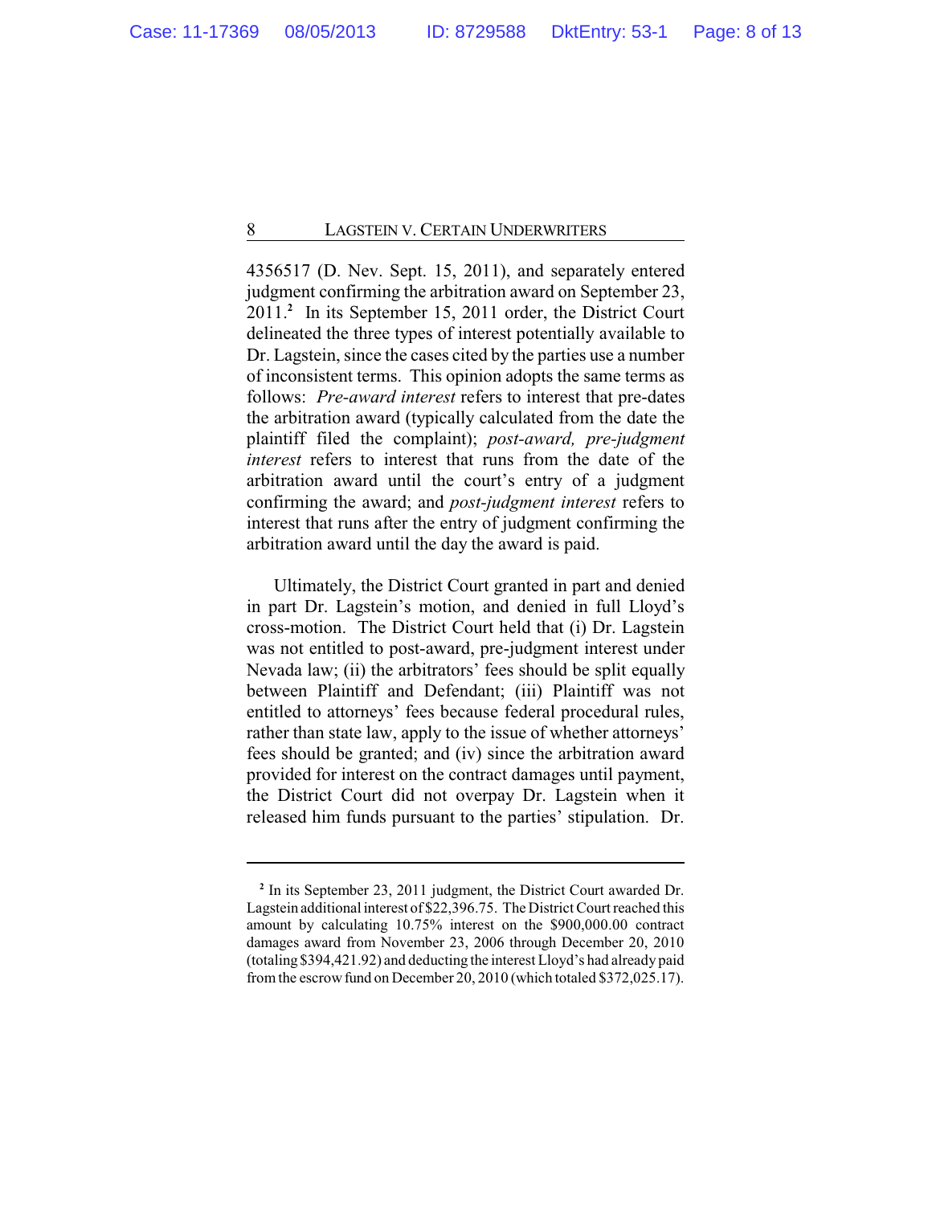4356517 (D. Nev. Sept. 15, 2011), and separately entered judgment confirming the arbitration award on September 23, 2011.[2] In its September 15, 2011 order, the District Court delineated the three types of interest potentially available to Dr. Lagstein, since the cases cited by the parties use a number of inconsistent terms. This opinion adopts the same terms as follows: *Pre-award interest* refers to interest that pre-dates the arbitration award (typically calculated from the date the plaintiff filed the complaint); *post-award, pre-judgment interest* refers to interest that runs from the date of the arbitration award until the court's entry of a judgment confirming the award; and *post-judgment interest* refers to interest that runs after the entry of judgment confirming the arbitration award until the day the award is paid.

Ultimately, the District Court granted in part and denied in part Dr. Lagstein's motion, and denied in full Lloyd's cross-motion. The District Court held that (i) Dr. Lagstein was not entitled to post-award, pre-judgment interest under Nevada law; (ii) the arbitrators' fees should be split equally between Plaintiff and Defendant; (iii) Plaintiff was not entitled to attorneys' fees because federal procedural rules, rather than state law, apply to the issue of whether attorneys' fees should be granted; and (iv) since the arbitration award provided for interest on the contract damages until payment, the District Court did not overpay Dr. Lagstein when it released him funds pursuant to the parties' stipulation. Dr.

---

[2] In its September 23, 2011 judgment, the District Court awarded Dr. Lagstein additional interest of $22,396.75. The District Court reached this amount by calculating 10.75% interest on the $900,000.00 contract damages award from November 23, 2006 through December 20, 2010 (totaling $394,421.92) and deducting the interest Lloyd's had already paid from the escrow fund on December 20, 2010 (which totaled $372,025.17).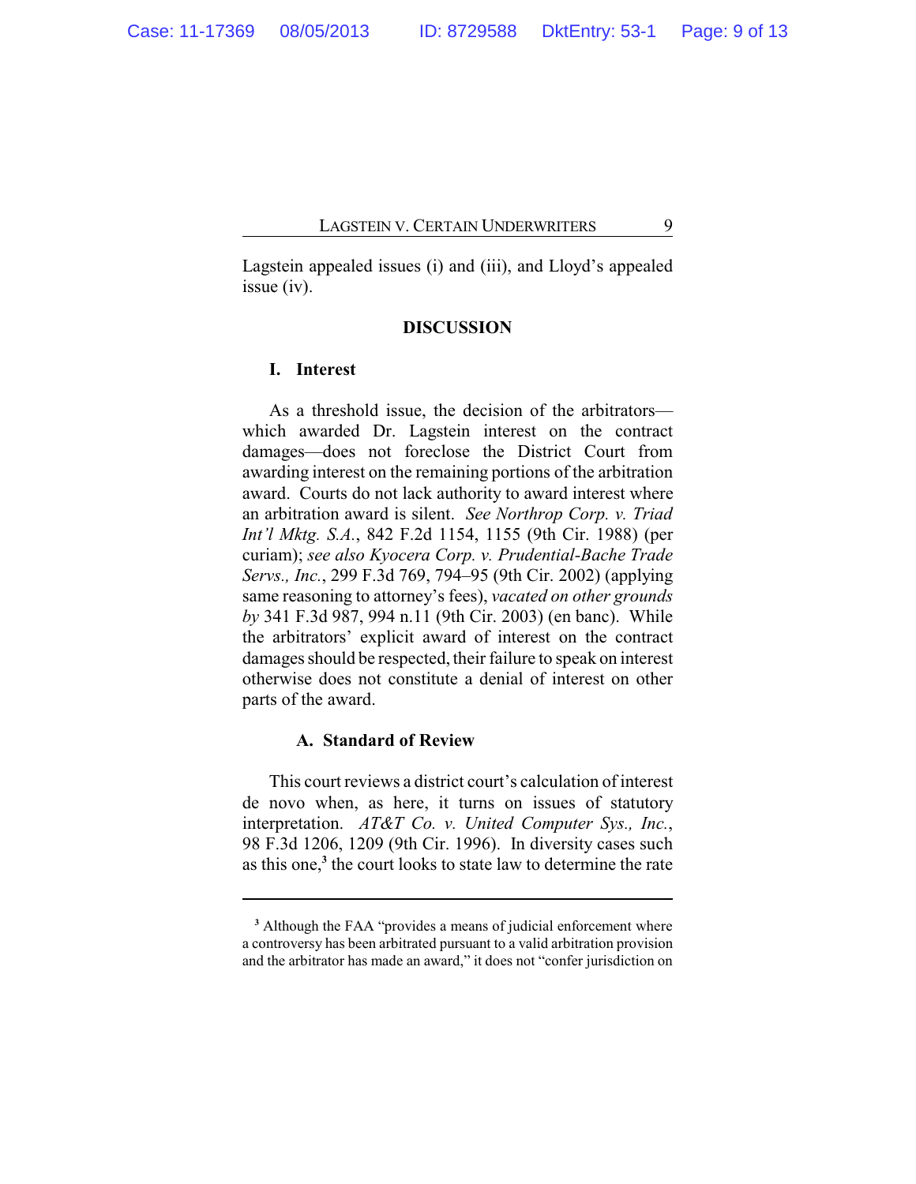Lagstein appealed issues (i) and (iii), and Lloyd's appealed issue (iv).

## DISCUSSION

### I. Interest

As a threshold issue, the decision of the arbitrators—which awarded Dr. Lagstein interest on the contract damages—does not foreclose the District Court from awarding interest on the remaining portions of the arbitration award. Courts do not lack authority to award interest where an arbitration award is silent. *See Northrop Corp. v. Triad Int'l Mktg. S.A.*, 842 F.2d 1154, 1155 (9th Cir. 1988) (per curiam); *see also Kyocera Corp. v. Prudential-Bache Trade Servs., Inc.*, 299 F.3d 769, 794–95 (9th Cir. 2002) (applying same reasoning to attorney's fees), *vacated on other grounds by* 341 F.3d 987, 994 n.11 (9th Cir. 2003) (en banc). While the arbitrators' explicit award of interest on the contract damages should be respected, their failure to speak on interest otherwise does not constitute a denial of interest on other parts of the award.

#### A. Standard of Review

This court reviews a district court's calculation of interest de novo when, as here, it turns on issues of statutory interpretation. *AT&T Co. v. United Computer Sys., Inc.*, 98 F.3d 1206, 1209 (9th Cir. 1996). In diversity cases such as this one,[3] the court looks to state law to determine the rate

---

[3] Although the FAA "provides a means of judicial enforcement where a controversy has been arbitrated pursuant to a valid arbitration provision and the arbitrator has made an award," it does not "confer jurisdiction on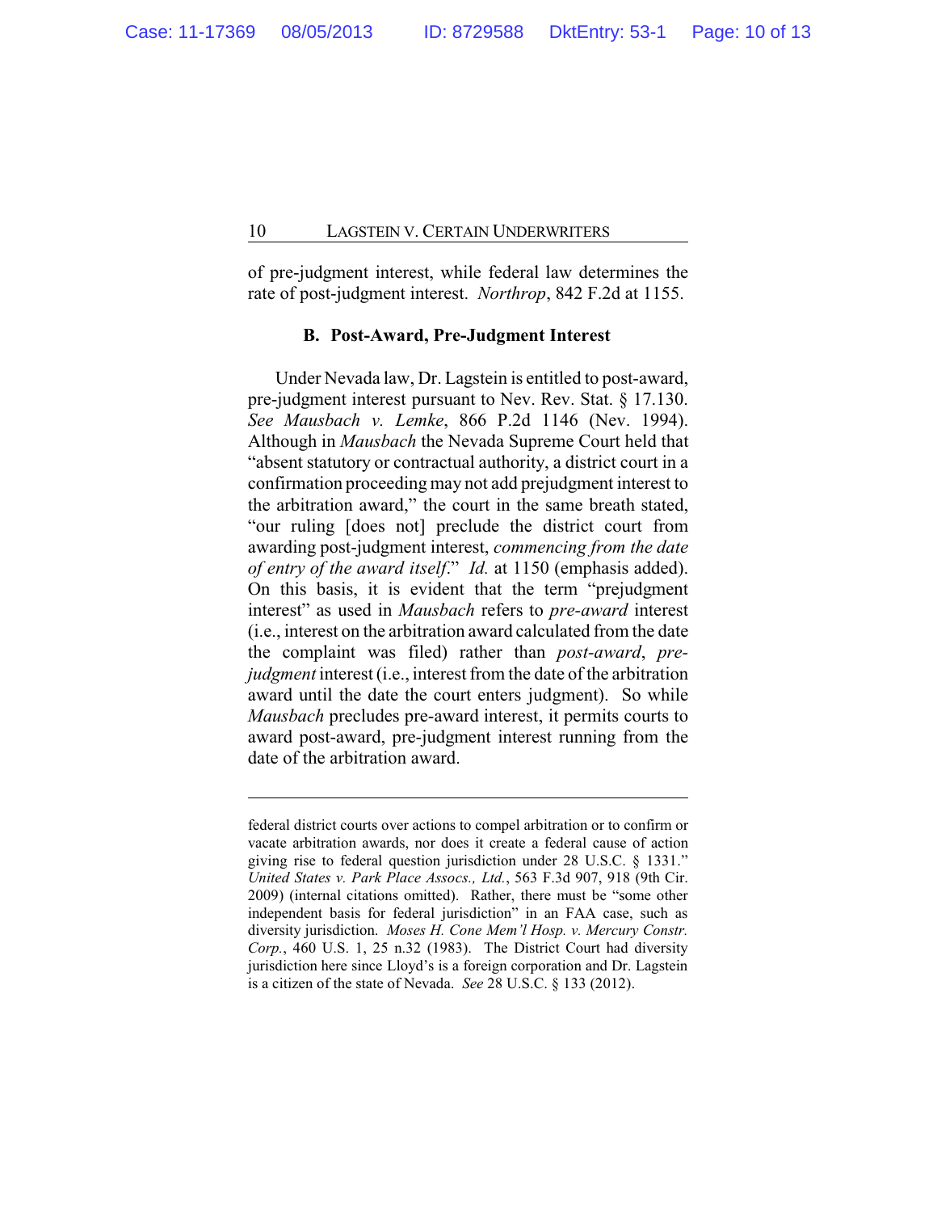of pre-judgment interest, while federal law determines the rate of post-judgment interest. *Northrop*, 842 F.2d at 1155.

### B. Post-Award, Pre-Judgment Interest

Under Nevada law, Dr. Lagstein is entitled to post-award, pre-judgment interest pursuant to Nev. Rev. Stat. § 17.130. *See Mausbach v. Lemke*, 866 P.2d 1146 (Nev. 1994). Although in *Mausbach* the Nevada Supreme Court held that "absent statutory or contractual authority, a district court in a confirmation proceeding may not add prejudgment interest to the arbitration award," the court in the same breath stated, "our ruling [does not] preclude the district court from awarding post-judgment interest, *commencing from the date of entry of the award itself*." *Id.* at 1150 (emphasis added). On this basis, it is evident that the term "prejudgment interest" as used in *Mausbach* refers to *pre-award* interest (i.e., interest on the arbitration award calculated from the date the complaint was filed) rather than *post-award*, *pre-judgment* interest (i.e., interest from the date of the arbitration award until the date the court enters judgment). So while *Mausbach* precludes pre-award interest, it permits courts to award post-award, pre-judgment interest running from the date of the arbitration award.

---

federal district courts over actions to compel arbitration or to confirm or vacate arbitration awards, nor does it create a federal cause of action giving rise to federal question jurisdiction under 28 U.S.C. § 1331." *United States v. Park Place Assocs., Ltd.*, 563 F.3d 907, 918 (9th Cir. 2009) (internal citations omitted). Rather, there must be "some other independent basis for federal jurisdiction" in an FAA case, such as diversity jurisdiction. *Moses H. Cone Mem'l Hosp. v. Mercury Constr. Corp.*, 460 U.S. 1, 25 n.32 (1983). The District Court had diversity jurisdiction here since Lloyd's is a foreign corporation and Dr. Lagstein is a citizen of the state of Nevada. *See* 28 U.S.C. § 133 (2012).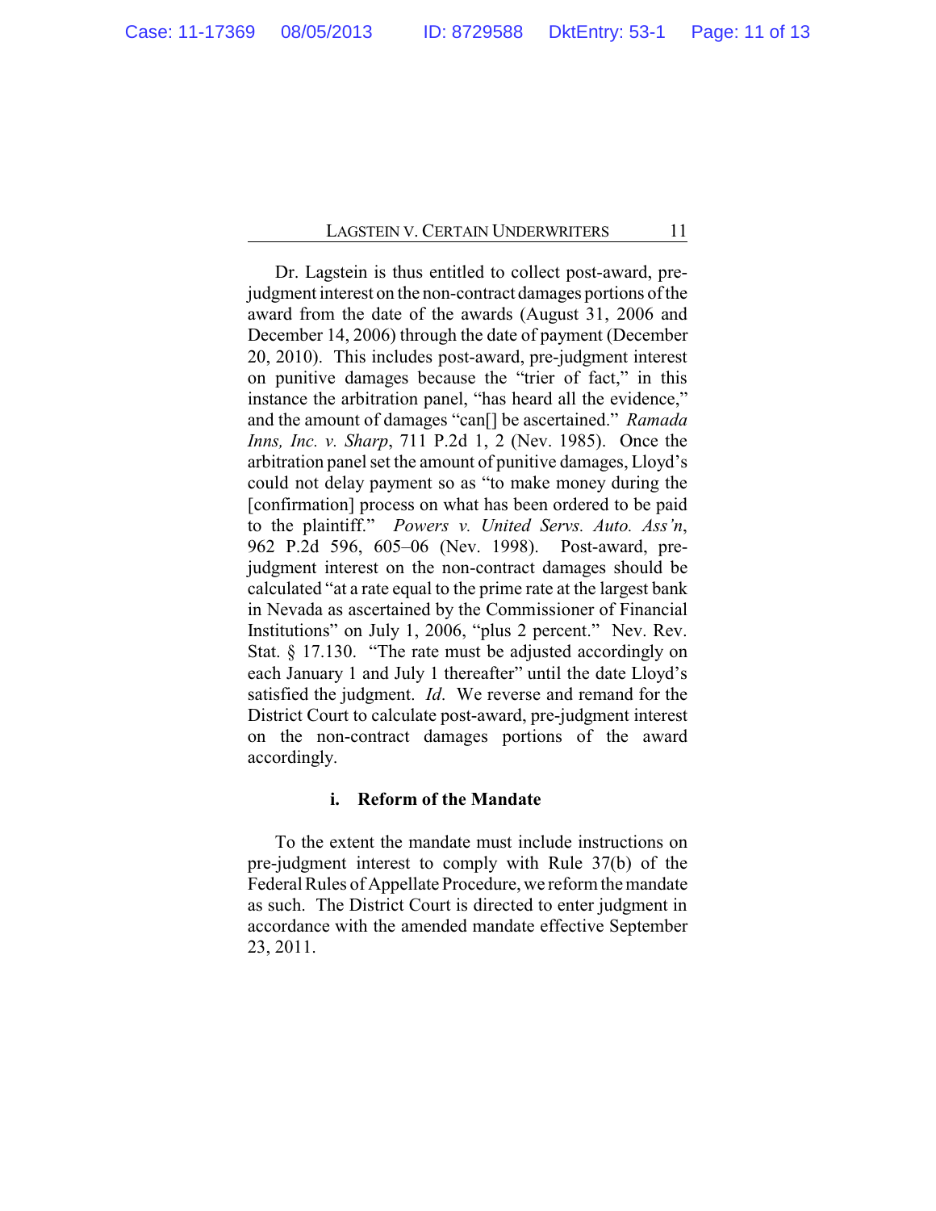Dr. Lagstein is thus entitled to collect post-award, pre-judgment interest on the non-contract damages portions of the award from the date of the awards (August 31, 2006 and December 14, 2006) through the date of payment (December 20, 2010). This includes post-award, pre-judgment interest on punitive damages because the "trier of fact," in this instance the arbitration panel, "has heard all the evidence," and the amount of damages "can[] be ascertained." *Ramada Inns, Inc. v. Sharp*, 711 P.2d 1, 2 (Nev. 1985). Once the arbitration panel set the amount of punitive damages, Lloyd's could not delay payment so as "to make money during the [confirmation] process on what has been ordered to be paid to the plaintiff." *Powers v. United Servs. Auto. Ass'n*, 962 P.2d 596, 605–06 (Nev. 1998). Post-award, pre-judgment interest on the non-contract damages should be calculated "at a rate equal to the prime rate at the largest bank in Nevada as ascertained by the Commissioner of Financial Institutions" on July 1, 2006, "plus 2 percent." Nev. Rev. Stat. § 17.130. "The rate must be adjusted accordingly on each January 1 and July 1 thereafter" until the date Lloyd's satisfied the judgment. *Id*. We reverse and remand for the District Court to calculate post-award, pre-judgment interest on the non-contract damages portions of the award accordingly.

#### i. Reform of the Mandate

To the extent the mandate must include instructions on pre-judgment interest to comply with Rule 37(b) of the Federal Rules of Appellate Procedure, we reform the mandate as such. The District Court is directed to enter judgment in accordance with the amended mandate effective September 23, 2011.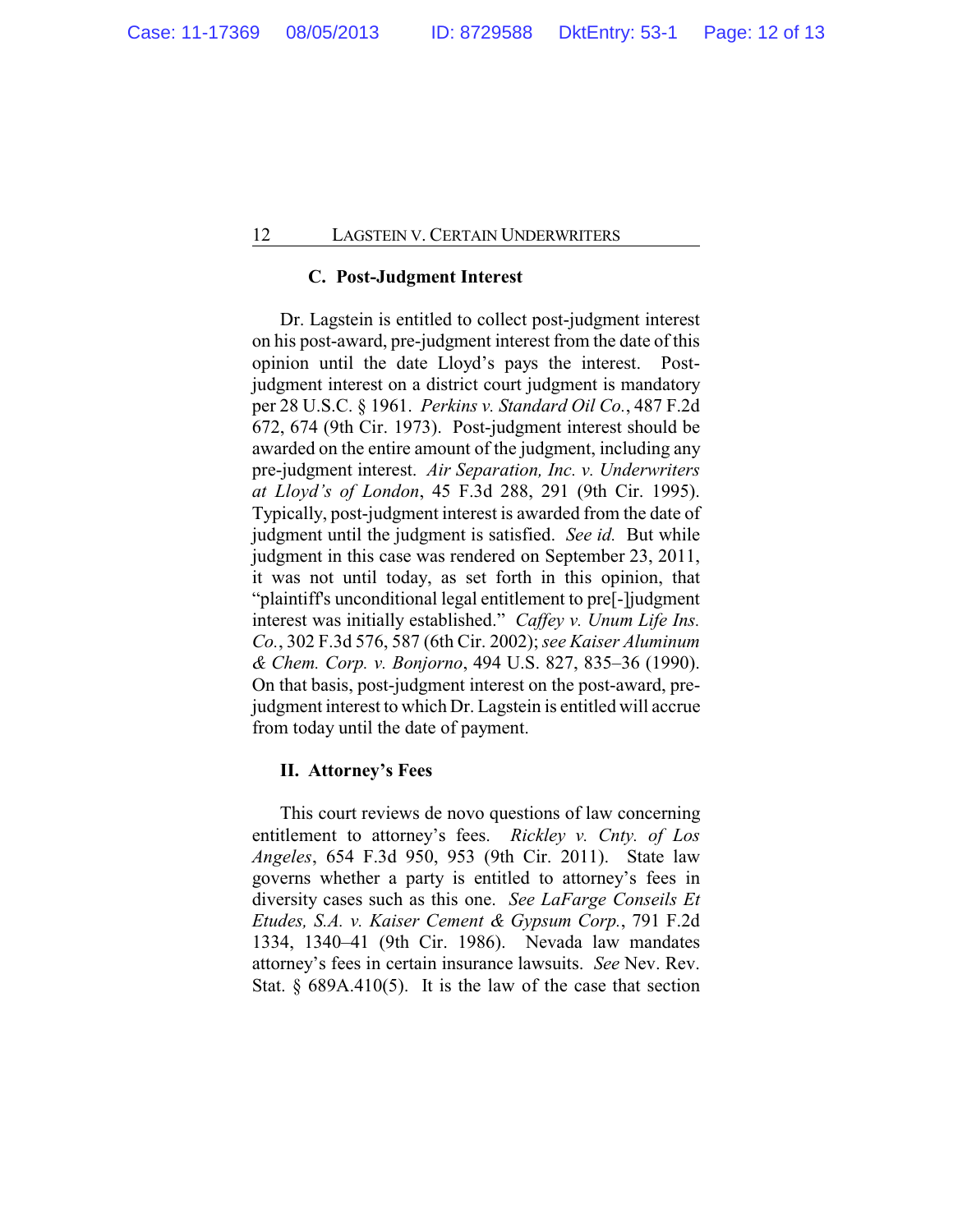### C. Post-Judgment Interest

Dr. Lagstein is entitled to collect post-judgment interest on his post-award, pre-judgment interest from the date of this opinion until the date Lloyd's pays the interest. Post-judgment interest on a district court judgment is mandatory per 28 U.S.C. § 1961. *Perkins v. Standard Oil Co.*, 487 F.2d 672, 674 (9th Cir. 1973). Post-judgment interest should be awarded on the entire amount of the judgment, including any pre-judgment interest. *Air Separation, Inc. v. Underwriters at Lloyd's of London*, 45 F.3d 288, 291 (9th Cir. 1995). Typically, post-judgment interest is awarded from the date of judgment until the judgment is satisfied. *See id.* But while judgment in this case was rendered on September 23, 2011, it was not until today, as set forth in this opinion, that "plaintiff's unconditional legal entitlement to pre[-]judgment interest was initially established." *Caffey v. Unum Life Ins. Co.*, 302 F.3d 576, 587 (6th Cir. 2002); *see Kaiser Aluminum & Chem. Corp. v. Bonjorno*, 494 U.S. 827, 835–36 (1990). On that basis, post-judgment interest on the post-award, pre-judgment interest to which Dr. Lagstein is entitled will accrue from today until the date of payment.

## II. Attorney's Fees

This court reviews de novo questions of law concerning entitlement to attorney's fees. *Rickley v. Cnty. of Los Angeles*, 654 F.3d 950, 953 (9th Cir. 2011). State law governs whether a party is entitled to attorney's fees in diversity cases such as this one. *See LaFarge Conseils Et Etudes, S.A. v. Kaiser Cement & Gypsum Corp.*, 791 F.2d 1334, 1340–41 (9th Cir. 1986). Nevada law mandates attorney's fees in certain insurance lawsuits. *See* Nev. Rev. Stat. § 689A.410(5). It is the law of the case that section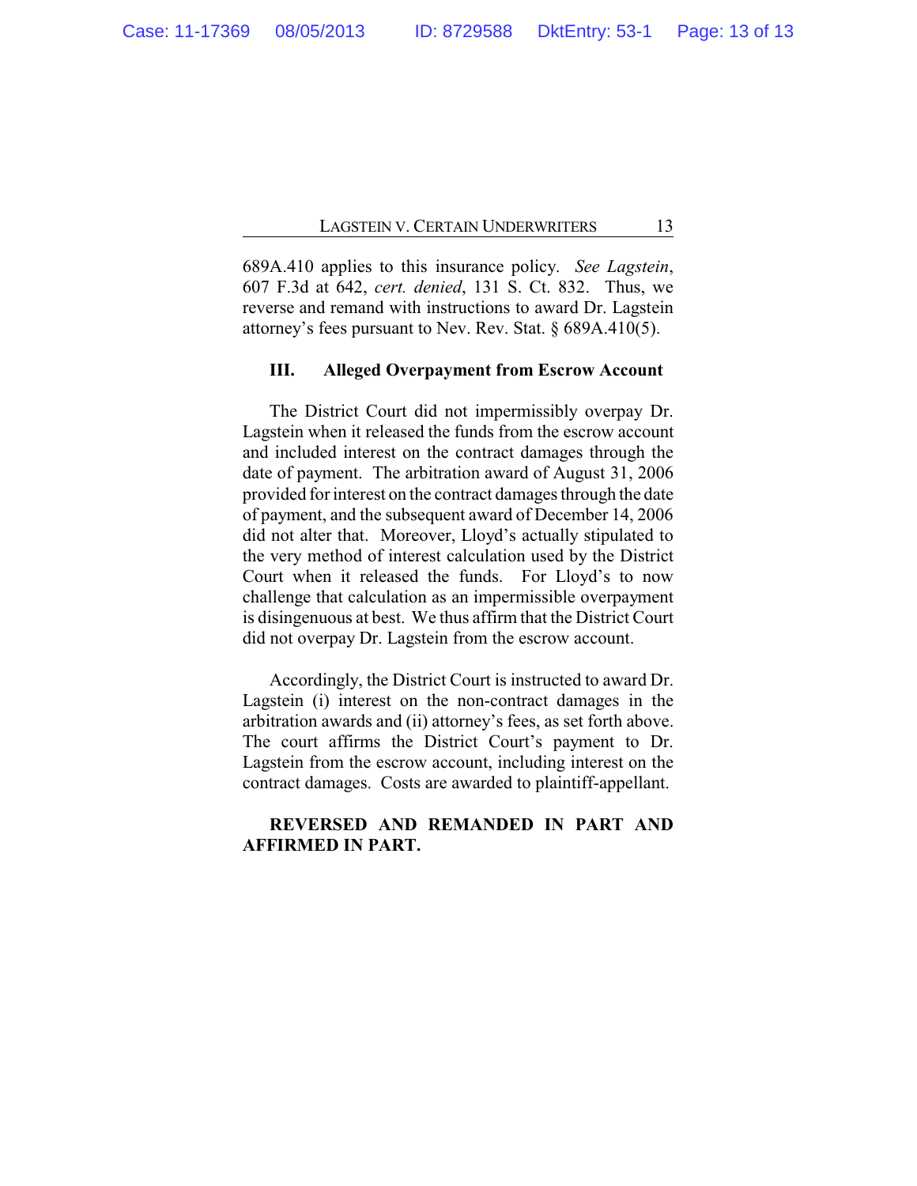689A.410 applies to this insurance policy. *See Lagstein*, 607 F.3d at 642, *cert. denied*, 131 S. Ct. 832. Thus, we reverse and remand with instructions to award Dr. Lagstein attorney's fees pursuant to Nev. Rev. Stat. § 689A.410(5).

### III. Alleged Overpayment from Escrow Account

The District Court did not impermissibly overpay Dr. Lagstein when it released the funds from the escrow account and included interest on the contract damages through the date of payment. The arbitration award of August 31, 2006 provided for interest on the contract damages through the date of payment, and the subsequent award of December 14, 2006 did not alter that. Moreover, Lloyd's actually stipulated to the very method of interest calculation used by the District Court when it released the funds. For Lloyd's to now challenge that calculation as an impermissible overpayment is disingenuous at best. We thus affirm that the District Court did not overpay Dr. Lagstein from the escrow account.

Accordingly, the District Court is instructed to award Dr. Lagstein (i) interest on the non-contract damages in the arbitration awards and (ii) attorney's fees, as set forth above. The court affirms the District Court's payment to Dr. Lagstein from the escrow account, including interest on the contract damages. Costs are awarded to plaintiff-appellant.

**REVERSED AND REMANDED IN PART AND AFFIRMED IN PART.**